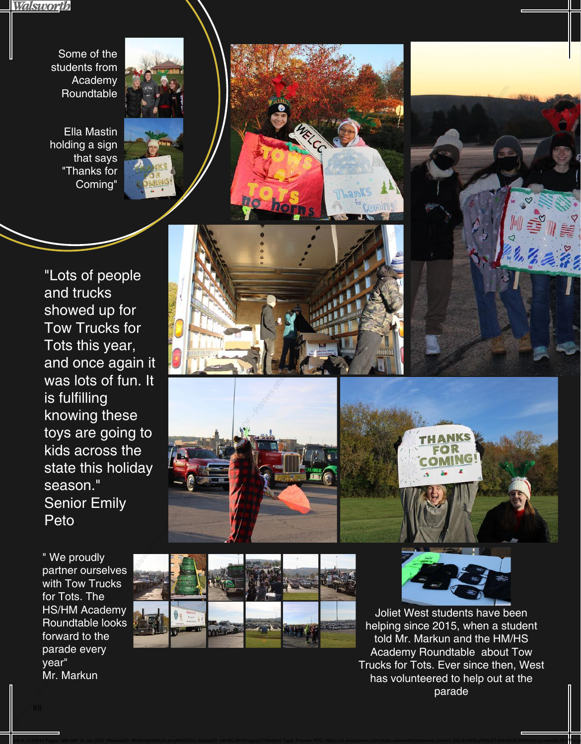Some of the students from Academy Roundtable

Ella Mastin holding a sign that says "Thanks for Coming"

"Lots of people and trucks showed up for Tow Trucks for Tots this year, and once again it was lots of fun. It is fulfilling knowing these toys are going to kids across the state this holiday season."
Senior Emily Peto

" We proudly partner ourselves with Tow Trucks for Tots. The HS/HM Academy Roundtable looks forward to the parade every year"
Mr. Markun

Joliet West students have been helping since 2015, when a student told Mr. Markun and the HM/HS Academy Roundtable about Tow Trucks for Tots. Ever since then, West has volunteered to help out at the parade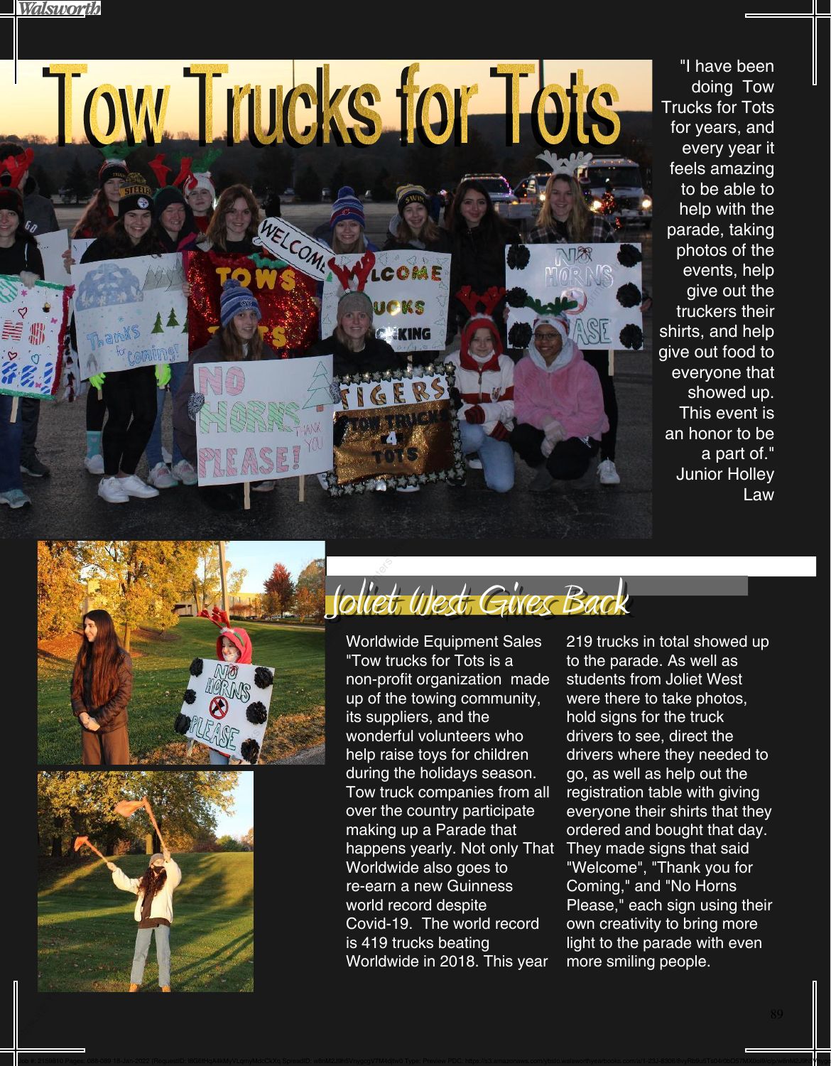# Tow Trucks for Tots

"I have been doing Tow Trucks for Tots for years, and every year it feels amazing to be able to help with the parade, taking photos of the events, help give out the truckers their shirts, and help give out food to everyone that showed up. This event is an honor to be a part of." Junior Holley Law

## Joliet West Gives Back

Worldwide Equipment Sales "Tow trucks for Tots is a non-profit organization made up of the towing community, its suppliers, and the wonderful volunteers who help raise toys for children during the holidays season. Tow truck companies from all over the country participate making up a Parade that happens yearly. Not only That Worldwide also goes to re-earn a new Guinness world record despite Covid-19. The world record is 419 trucks beating Worldwide in 2018. This year 219 trucks in total showed up to the parade. As well as students from Joliet West were there to take photos, hold signs for the truck drivers to see, direct the drivers where they needed to go, as well as help out the registration table with giving everyone their shirts that they ordered and bought that day. They made signs that said "Welcome", "Thank you for Coming," and "No Horns Please," each sign using their own creativity to bring more light to the parade with even more smiling people.